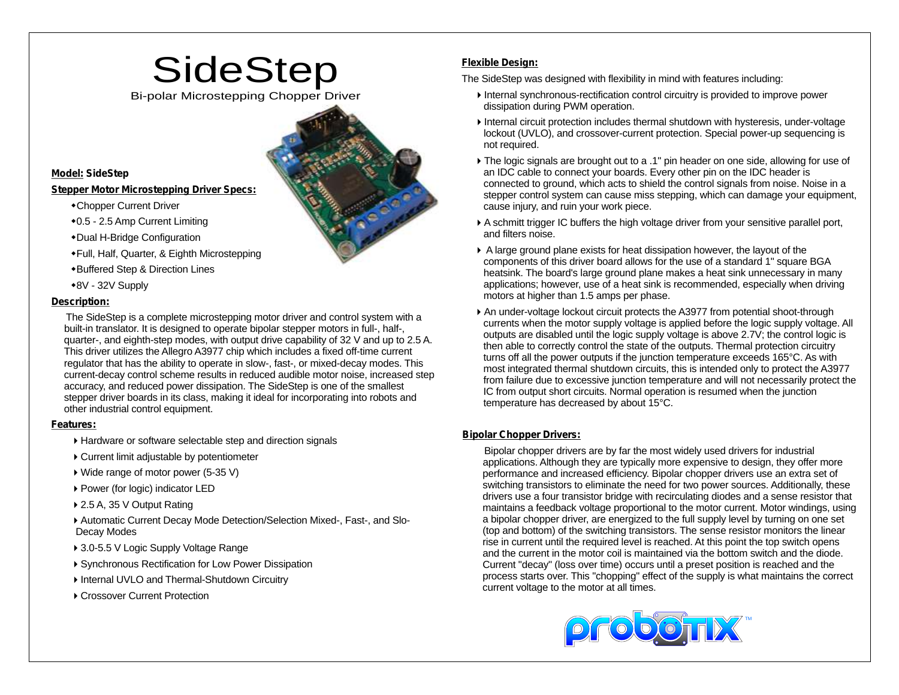# SideStep

Bi-polar Microstepping Chopper Driver

**Model:** **SideStep**

**Stepper Motor Microstepping Driver Specs:**

- Chopper Current Driver
- 0.5 - 2.5 Amp Current Limiting
- Dual H-Bridge Configuration
- Full, Half, Quarter, & Eighth Microstepping
- Buffered Step & Direction Lines
- 8V - 32V Supply

**Description:**

The SideStep is a complete microstepping motor driver and control system with a built-in translator. It is designed to operate bipolar stepper motors in full-, half-, quarter-, and eighth-step modes, with output drive capability of 32 V and up to 2.5 A. This driver utilizes the Allegro A3977 chip which includes a fixed off-time current regulator that has the ability to operate in slow-, fast-, or mixed-decay modes. This current-decay control scheme results in reduced audible motor noise, increased step accuracy, and reduced power dissipation. The SideStep is one of the smallest stepper driver boards in its class, making it ideal for incorporating into robots and other industrial control equipment.

**Features:**

- Hardware or software selectable step and direction signals
- Current limit adjustable by potentiometer
- Wide range of motor power (5-35 V)
- Power (for logic) indicator LED
- 2.5 A, 35 V Output Rating
- Automatic Current Decay Mode Detection/Selection Mixed-, Fast-, and Slo-Decay Modes
- 3.0-5.5 V Logic Supply Voltage Range
- Synchronous Rectification for Low Power Dissipation
- Internal UVLO and Thermal-Shutdown Circuitry
- Crossover Current Protection

**Flexible Design:**

The SideStep was designed with flexibility in mind with features including:

- Internal synchronous-rectification control circuitry is provided to improve power dissipation during PWM operation.
- Internal circuit protection includes thermal shutdown with hysteresis, under-voltage lockout (UVLO), and crossover-current protection. Special power-up sequencing is not required.
- The logic signals are brought out to a .1" pin header on one side, allowing for use of an IDC cable to connect your boards. Every other pin on the IDC header is connected to ground, which acts to shield the control signals from noise. Noise in a stepper control system can cause miss stepping, which can damage your equipment, cause injury, and ruin your work piece.
- A schmitt trigger IC buffers the high voltage driver from your sensitive parallel port, and filters noise.
- A large ground plane exists for heat dissipation however, the layout of the components of this driver board allows for the use of a standard 1" square BGA heatsink. The board's large ground plane makes a heat sink unnecessary in many applications; however, use of a heat sink is recommended, especially when driving motors at higher than 1.5 amps per phase.
- An under-voltage lockout circuit protects the A3977 from potential shoot-through currents when the motor supply voltage is applied before the logic supply voltage. All outputs are disabled until the logic supply voltage is above 2.7V; the control logic is then able to correctly control the state of the outputs. Thermal protection circuitry turns off all the power outputs if the junction temperature exceeds 165°C. As with most integrated thermal shutdown circuits, this is intended only to protect the A3977 from failure due to excessive junction temperature and will not necessarily protect the IC from output short circuits. Normal operation is resumed when the junction temperature has decreased by about 15°C.

**Bipolar Chopper Drivers:**

Bipolar chopper drivers are by far the most widely used drivers for industrial applications. Although they are typically more expensive to design, they offer more performance and increased efficiency. Bipolar chopper drivers use an extra set of switching transistors to eliminate the need for two power sources. Additionally, these drivers use a four transistor bridge with recirculating diodes and a sense resistor that maintains a feedback voltage proportional to the motor current. Motor windings, using a bipolar chopper driver, are energized to the full supply level by turning on one set (top and bottom) of the switching transistors. The sense resistor monitors the linear rise in current until the required level is reached. At this point the top switch opens and the current in the motor coil is maintained via the bottom switch and the diode. Current "decay" (loss over time) occurs until a preset position is reached and the process starts over. This "chopping" effect of the supply is what maintains the correct current voltage to the motor at all times.

probotix™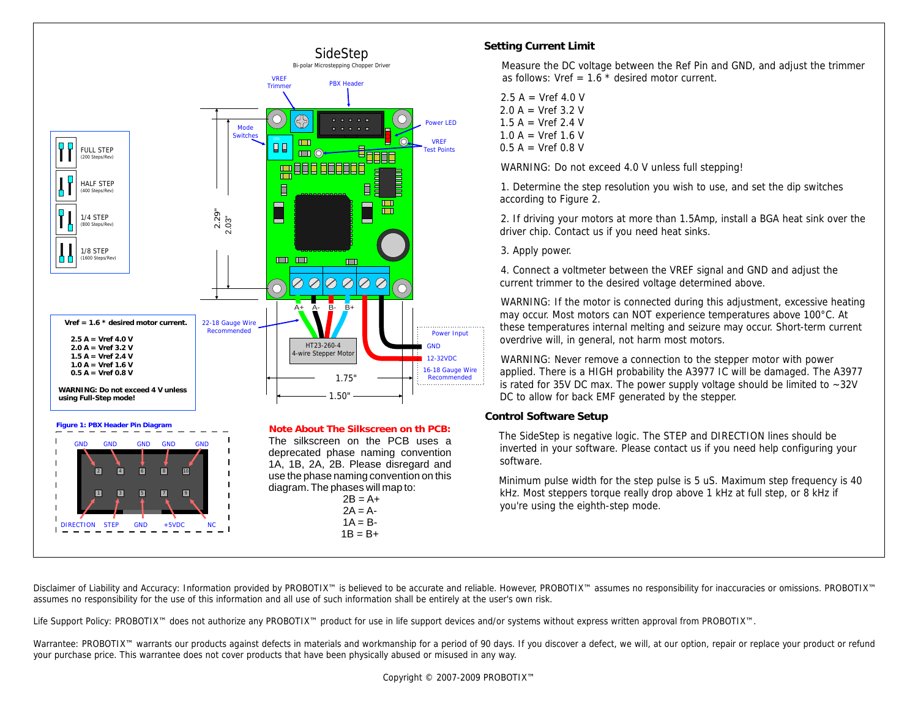# SideStep

Bi-polar Microstepping Chopper Driver

VREF Trimmer
PBX Header
Mode Switches
Power LED
VREF Test Points

FULL STEP (200 Steps/Rev)
HALF STEP (400 Steps/Rev)
1/4 STEP (800 Steps/Rev)
1/8 STEP (1600 Steps/Rev)

2.29"
2.03"

A+ A- B- B+

22-18 Gauge Wire Recommended

HT23-260-4
4-wire Stepper Motor

Power Input
GND
12-32VDC
16-18 Gauge Wire Recommended

1.75"
1.50"

**Vref = 1.6 * desired motor current.**

**2.5 A = Vref 4.0 V**
**2.0 A = Vref 3.2 V**
**1.5 A = Vref 2.4 V**
**1.0 A = Vref 1.6 V**
**0.5 A = Vref 0.8 V**

**WARNING: Do not exceed 4 V unless using Full-Step mode!**

**Figure 1: PBX Header Pin Diagram**

GND GND GND GND GND
2 4 6 8 10
1 3 5 7 9
DIRECTION STEP GND +5VDC NC

**Note About The Silkscreen on th PCB:**

The silkscreen on the PCB uses a deprecated phase naming convention 1A, 1B, 2A, 2B. Please disregard and use the phase naming convention on this diagram. The phases will map to:

2B = A+
2A = A-
1A = B-
1B = B+

## Setting Current Limit

Measure the DC voltage between the Ref Pin and GND, and adjust the trimmer as follows: Vref = 1.6 * desired motor current.

2.5 A = Vref 4.0 V
2.0 A = Vref 3.2 V
1.5 A = Vref 2.4 V
1.0 A = Vref 1.6 V
0.5 A = Vref 0.8 V

WARNING: Do not exceed 4.0 V unless full stepping!

1. Determine the step resolution you wish to use, and set the dip switches according to Figure 2.

2. If driving your motors at more than 1.5Amp, install a BGA heat sink over the driver chip. Contact us if you need heat sinks.

3. Apply power.

4. Connect a voltmeter between the VREF signal and GND and adjust the current trimmer to the desired voltage determined above.

WARNING: If the motor is connected during this adjustment, excessive heating may occur. Most motors can NOT experience temperatures above 100°C. At these temperatures internal melting and seizure may occur. Short-term current overdrive will, in general, not harm most motors.

WARNING: Never remove a connection to the stepper motor with power applied. There is a HIGH probability the A3977 IC will be damaged. The A3977 is rated for 35V DC max. The power supply voltage should be limited to ~32V DC to allow for back EMF generated by the stepper.

## Control Software Setup

The SideStep is negative logic. The STEP and DIRECTION lines should be inverted in your software. Please contact us if you need help configuring your software.

Minimum pulse width for the step pulse is 5 uS. Maximum step frequency is 40 kHz. Most steppers torque really drop above 1 kHz at full step, or 8 kHz if you're using the eighth-step mode.

Disclaimer of Liability and Accuracy: Information provided by PROBOTIX™ is believed to be accurate and reliable. However, PROBOTIX™ assumes no responsibility for inaccuracies or omissions. PROBOTIX™ assumes no responsibility for the use of this information and all use of such information shall be entirely at the user's own risk.

Life Support Policy: PROBOTIX™ does not authorize any PROBOTIX™ product for use in life support devices and/or systems without express written approval from PROBOTIX™.

Warrantee: PROBOTIX™ warrants our products against defects in materials and workmanship for a period of 90 days. If you discover a defect, we will, at our option, repair or replace your product or refund your purchase price. This warrantee does not cover products that have been physically abused or misused in any way.

Copyright © 2007-2009 PROBOTIX™